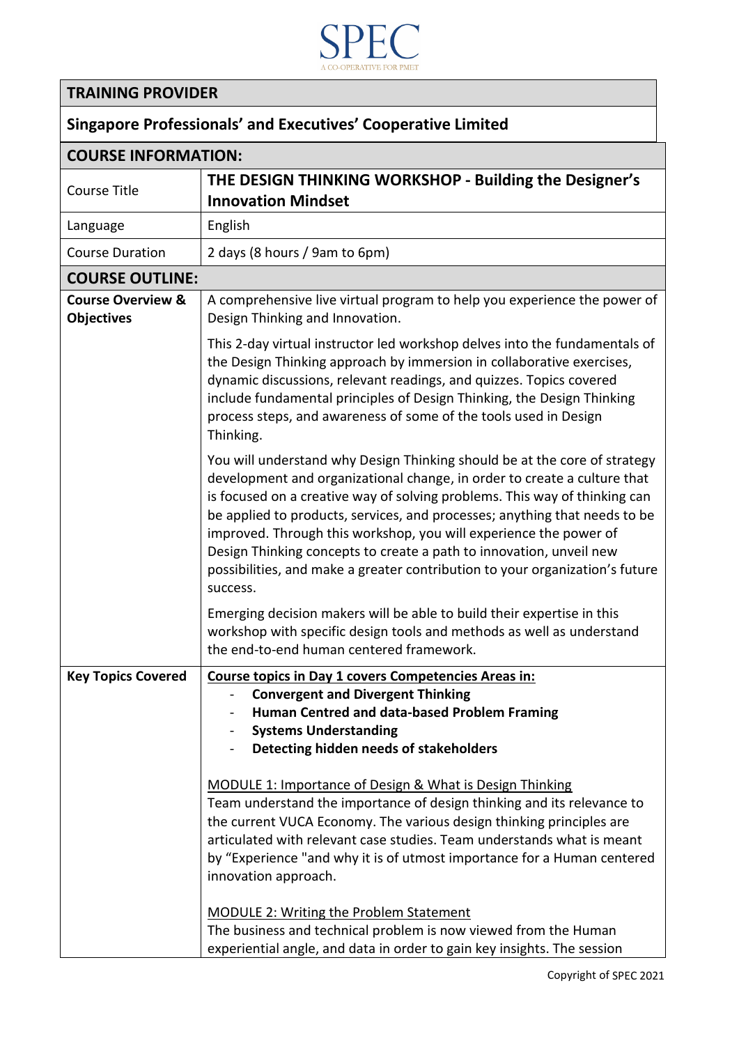SPEC

A CO-OPERATIVE FOR PMET

| TRAINING PROVIDER | |
|---|---|
| **Singapore Professionals' and Executives' Cooperative Limited** | |
| **COURSE INFORMATION:** | |
| Course Title | **THE DESIGN THINKING WORKSHOP - Building the Designer's Innovation Mindset** |
| Language | English |
| Course Duration | 2 days (8 hours / 9am to 6pm) |
| **COURSE OUTLINE:** | |
| **Course Overview & Objectives** | A comprehensive live virtual program to help you experience the power of Design Thinking and Innovation.<br><br>This 2-day virtual instructor led workshop delves into the fundamentals of the Design Thinking approach by immersion in collaborative exercises, dynamic discussions, relevant readings, and quizzes. Topics covered include fundamental principles of Design Thinking, the Design Thinking process steps, and awareness of some of the tools used in Design Thinking.<br><br>You will understand why Design Thinking should be at the core of strategy development and organizational change, in order to create a culture that is focused on a creative way of solving problems. This way of thinking can be applied to products, services, and processes; anything that needs to be improved. Through this workshop, you will experience the power of Design Thinking concepts to create a path to innovation, unveil new possibilities, and make a greater contribution to your organization's future success.<br><br>Emerging decision makers will be able to build their expertise in this workshop with specific design tools and methods as well as understand the end-to-end human centered framework. |
| **Key Topics Covered** | <u>Course topics in Day 1 covers Competencies Areas in:</u><br>- **Convergent and Divergent Thinking**<br>- **Human Centred and data-based Problem Framing**<br>- **Systems Understanding**<br>- **Detecting hidden needs of stakeholders**<br><br><u>MODULE 1: Importance of Design & What is Design Thinking</u><br>Team understand the importance of design thinking and its relevance to the current VUCA Economy. The various design thinking principles are articulated with relevant case studies. Team understands what is meant by "Experience "and why it is of utmost importance for a Human centered innovation approach.<br><br><u>MODULE 2: Writing the Problem Statement</u><br>The business and technical problem is now viewed from the Human experiential angle, and data in order to gain key insights. The session |

Copyright of SPEC 2021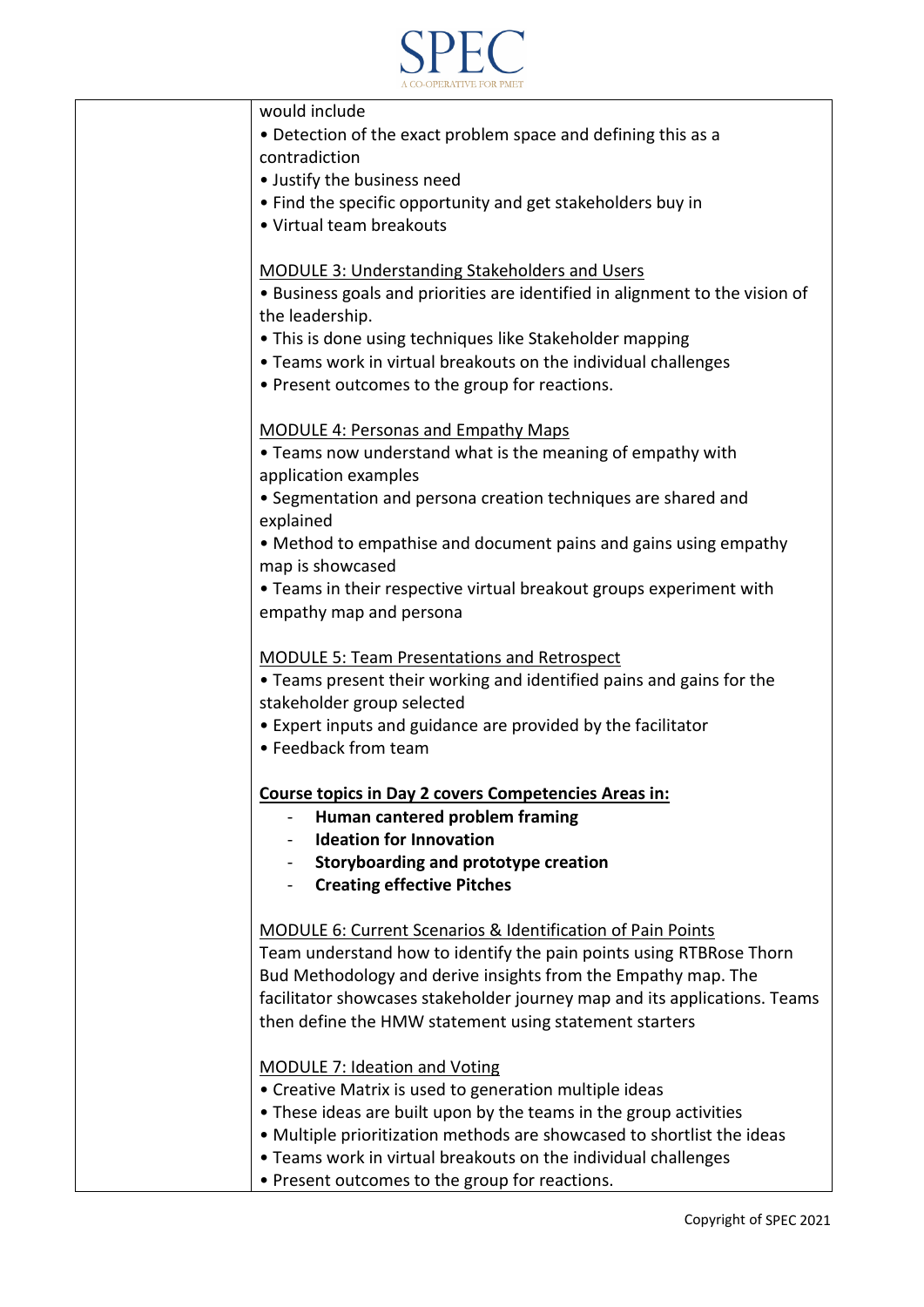| | would include<br>• Detection of the exact problem space and defining this as a contradiction<br>• Justify the business need<br>• Find the specific opportunity and get stakeholders buy in<br>• Virtual team breakouts<br><br><u>MODULE 3: Understanding Stakeholders and Users</u><br>• Business goals and priorities are identified in alignment to the vision of the leadership.<br>• This is done using techniques like Stakeholder mapping<br>• Teams work in virtual breakouts on the individual challenges<br>• Present outcomes to the group for reactions.<br><br><u>MODULE 4: Personas and Empathy Maps</u><br>• Teams now understand what is the meaning of empathy with application examples<br>• Segmentation and persona creation techniques are shared and explained<br>• Method to empathise and document pains and gains using empathy map is showcased<br>• Teams in their respective virtual breakout groups experiment with empathy map and persona<br><br><u>MODULE 5: Team Presentations and Retrospect</u><br>• Teams present their working and identified pains and gains for the stakeholder group selected<br>• Expert inputs and guidance are provided by the facilitator<br>• Feedback from team<br><br>**<u>Course topics in Day 2 covers Competencies Areas in:</u>**<br>- **Human cantered problem framing**<br>- **Ideation for Innovation**<br>- **Storyboarding and prototype creation**<br>- **Creating effective Pitches**<br><br><u>MODULE 6: Current Scenarios & Identification of Pain Points</u><br>Team understand how to identify the pain points using RTBRose Thorn Bud Methodology and derive insights from the Empathy map. The facilitator showcases stakeholder journey map and its applications. Teams then define the HMW statement using statement starters<br><br><u>MODULE 7: Ideation and Voting</u><br>• Creative Matrix is used to generation multiple ideas<br>• These ideas are built upon by the teams in the group activities<br>• Multiple prioritization methods are showcased to shortlist the ideas<br>• Teams work in virtual breakouts on the individual challenges<br>• Present outcomes to the group for reactions. |
|---|---|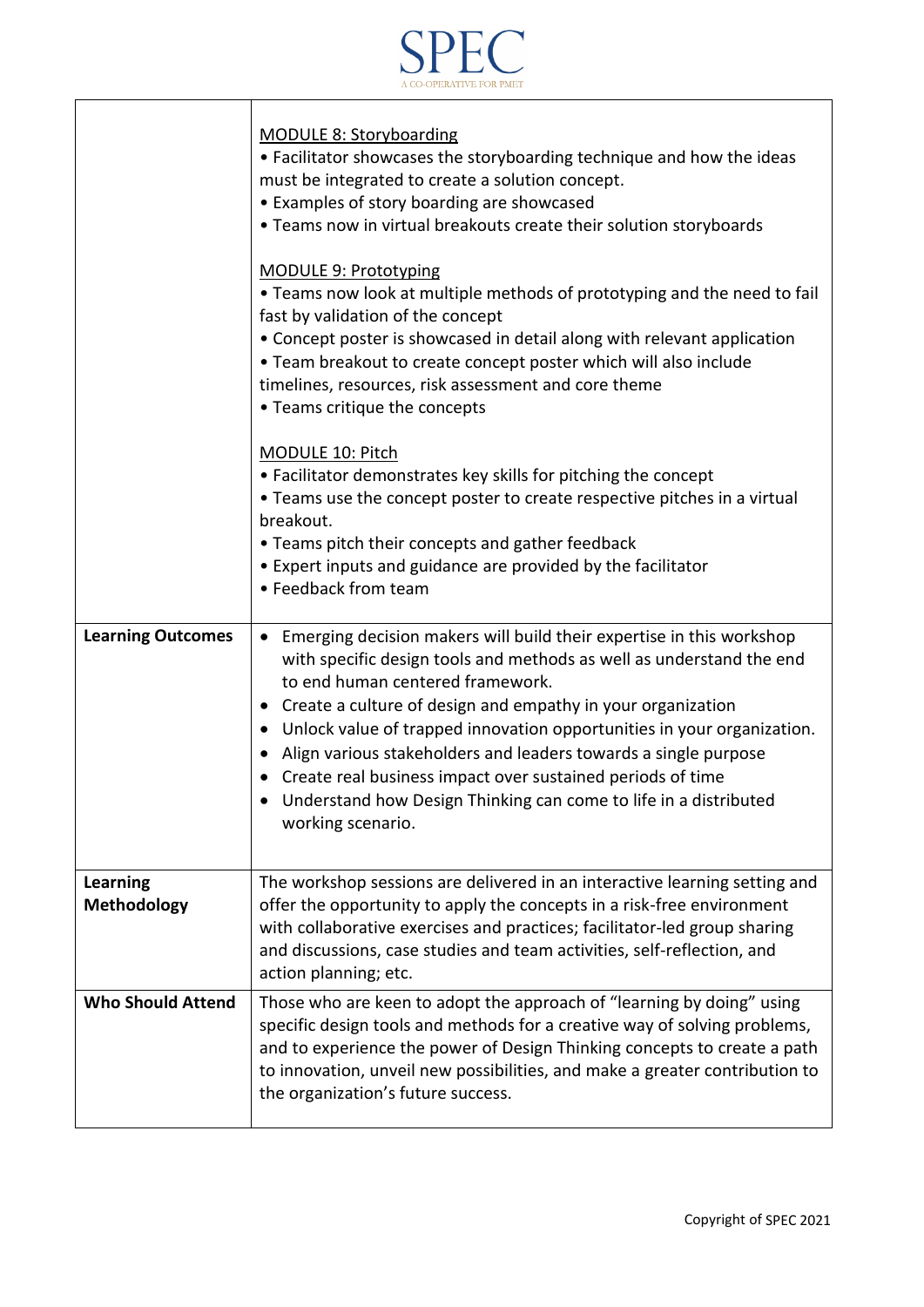| | |
|---|---|
| | <u>MODULE 8: Storyboarding</u><br>• Facilitator showcases the storyboarding technique and how the ideas must be integrated to create a solution concept.<br>• Examples of story boarding are showcased<br>• Teams now in virtual breakouts create their solution storyboards<br><br><u>MODULE 9: Prototyping</u><br>• Teams now look at multiple methods of prototyping and the need to fail fast by validation of the concept<br>• Concept poster is showcased in detail along with relevant application<br>• Team breakout to create concept poster which will also include timelines, resources, risk assessment and core theme<br>• Teams critique the concepts<br><br><u>MODULE 10: Pitch</u><br>• Facilitator demonstrates key skills for pitching the concept<br>• Teams use the concept poster to create respective pitches in a virtual breakout.<br>• Teams pitch their concepts and gather feedback<br>• Expert inputs and guidance are provided by the facilitator<br>• Feedback from team |
| **Learning Outcomes** | • Emerging decision makers will build their expertise in this workshop with specific design tools and methods as well as understand the end to end human centered framework.<br>• Create a culture of design and empathy in your organization<br>• Unlock value of trapped innovation opportunities in your organization.<br>• Align various stakeholders and leaders towards a single purpose<br>• Create real business impact over sustained periods of time<br>• Understand how Design Thinking can come to life in a distributed working scenario. |
| **Learning Methodology** | The workshop sessions are delivered in an interactive learning setting and offer the opportunity to apply the concepts in a risk-free environment with collaborative exercises and practices; facilitator-led group sharing and discussions, case studies and team activities, self-reflection, and action planning; etc. |
| **Who Should Attend** | Those who are keen to adopt the approach of "learning by doing" using specific design tools and methods for a creative way of solving problems, and to experience the power of Design Thinking concepts to create a path to innovation, unveil new possibilities, and make a greater contribution to the organization's future success. |

Copyright of SPEC 2021